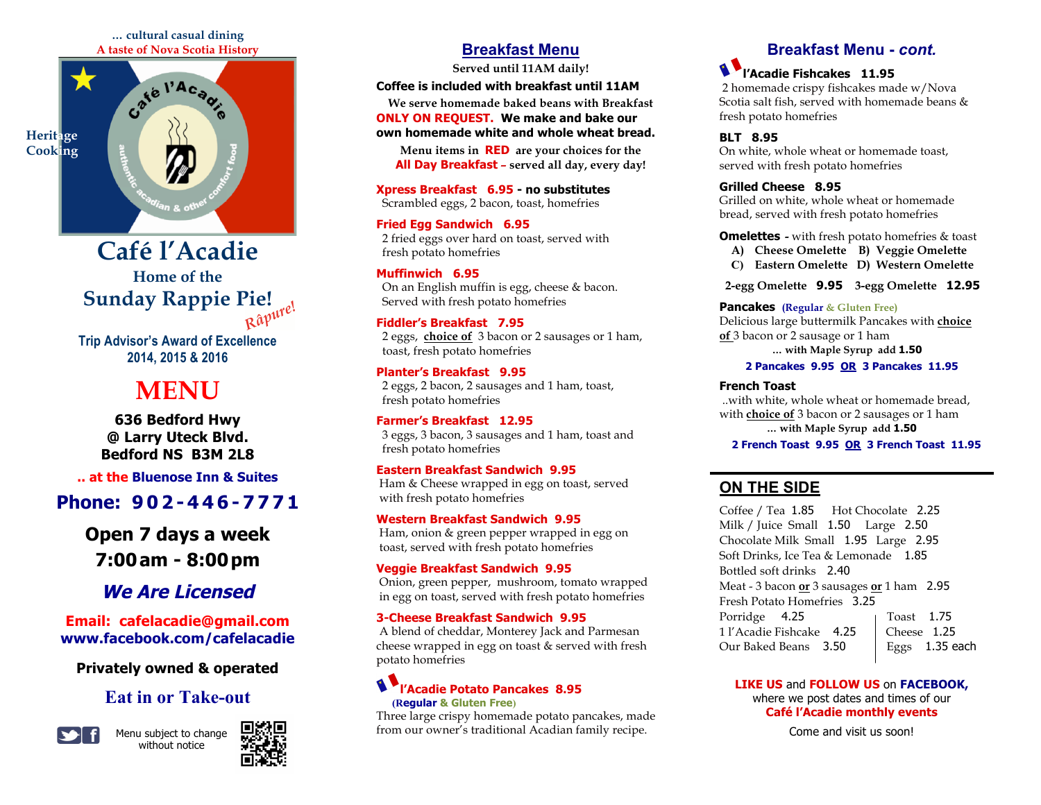... cultural casual dining

A taste of Nova Scotia History

Heritage Cooking

Café l'Acadie

authentic acadian & other comfort food

# Café l'Acadie

Home of the

## Sunday Rappie Pie!

*Râpure!*

Trip Advisor's Award of Excellence 2014, 2015 & 2016

# MENU

**636 Bedford Hwy**
**@ Larry Uteck Blvd.**
**Bedford NS B3M 2L8**

**.. at the Bluenose Inn & Suites**

**Phone: 902-446-7771**

**Open 7 days a week**
**7:00 am - 8:00 pm**

***We Are Licensed***

**Email: cafelacadie@gmail.com**
**www.facebook.com/cafelacadie**

**Privately owned & operated**

**Eat in or Take-out**

Menu subject to change without notice

## Breakfast Menu

**Served until 11AM daily!**

**Coffee is included with breakfast until 11AM**

**We serve homemade baked beans with Breakfast ONLY ON REQUEST. We make and bake our own homemade white and whole wheat bread.**

**Menu items in RED are your choices for the All Day Breakfast – served all day, every day!**

**Xpress Breakfast 6.95 - no substitutes**
Scrambled eggs, 2 bacon, toast, homefries

**Fried Egg Sandwich 6.95**
2 fried eggs over hard on toast, served with fresh potato homefries

**Muffinwich 6.95**
On an English muffin is egg, cheese & bacon. Served with fresh potato homefries

**Fiddler's Breakfast 7.95**
2 eggs, choice of 3 bacon or 2 sausages or 1 ham, toast, fresh potato homefries

**Planter's Breakfast 9.95**
2 eggs, 2 bacon, 2 sausages and 1 ham, toast, fresh potato homefries

**Farmer's Breakfast 12.95**
3 eggs, 3 bacon, 3 sausages and 1 ham, toast and fresh potato homefries

**Eastern Breakfast Sandwich 9.95**
Ham & Cheese wrapped in egg on toast, served with fresh potato homefries

**Western Breakfast Sandwich 9.95**
Ham, onion & green pepper wrapped in egg on toast, served with fresh potato homefries

**Veggie Breakfast Sandwich 9.95**
Onion, green pepper, mushroom, tomato wrapped in egg on toast, served with fresh potato homefries

**3-Cheese Breakfast Sandwich 9.95**
A blend of cheddar, Monterey Jack and Parmesan cheese wrapped in egg on toast & served with fresh potato homefries

**l'Acadie Potato Pancakes 8.95**
(Regular & Gluten Free)
Three large crispy homemade potato pancakes, made from our owner's traditional Acadian family recipe.

## Breakfast Menu - *cont.*

**l'Acadie Fishcakes 11.95**
2 homemade crispy fishcakes made w/Nova Scotia salt fish, served with homemade beans & fresh potato homefries

**BLT 8.95**
On white, whole wheat or homemade toast, served with fresh potato homefries

**Grilled Cheese 8.95**
Grilled on white, whole wheat or homemade bread, served with fresh potato homefries

**Omelettes** - with fresh potato homefries & toast
- A) Cheese Omelette B) Veggie Omelette
- C) Eastern Omelette D) Western Omelette

**2-egg Omelette 9.95 3-egg Omelette 12.95**

**Pancakes** (Regular & Gluten Free)
Delicious large buttermilk Pancakes with choice of 3 bacon or 2 sausage or 1 ham
**... with Maple Syrup add 1.50**
**2 Pancakes 9.95 OR 3 Pancakes 11.95**

**French Toast**
..with white, whole wheat or homemade bread, with choice of 3 bacon or 2 sausages or 1 ham
**... with Maple Syrup add 1.50**
**2 French Toast 9.95 OR 3 French Toast 11.95**

## ON THE SIDE

Coffee / Tea 1.85 Hot Chocolate 2.25
Milk / Juice Small 1.50 Large 2.50
Chocolate Milk Small 1.95 Large 2.95
Soft Drinks, Ice Tea & Lemonade 1.85
Bottled soft drinks 2.40
Meat - 3 bacon or 3 sausages or 1 ham 2.95
Fresh Potato Homefries 3.25
Porridge 4.25
1 l'Acadie Fishcake 4.25
Our Baked Beans 3.50
Toast 1.75
Cheese 1.25
Eggs 1.35 each

**LIKE US and FOLLOW US on FACEBOOK,** where we post dates and times of our **Café l'Acadie monthly events**

Come and visit us soon!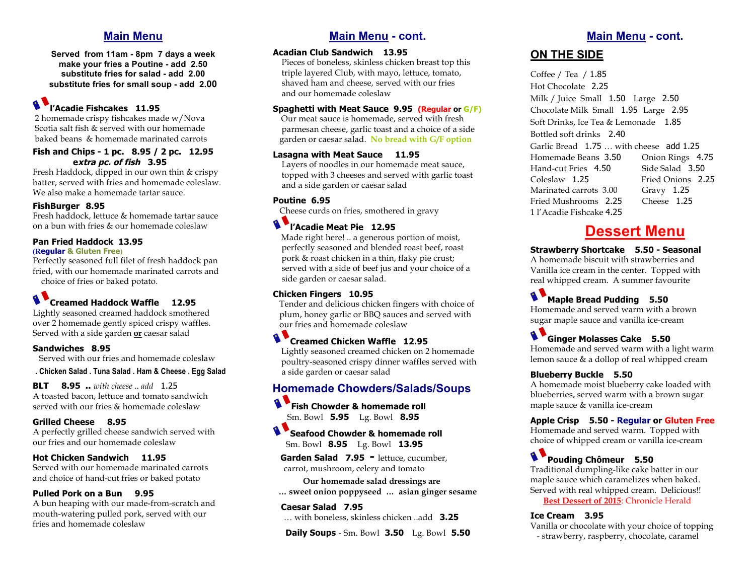## Main Menu

**Served from 11am - 8pm 7 days a week**
**make your fries a Poutine - add 2.50**
**substitute fries for salad - add 2.00**
**substitute fries for small soup - add 2.00**

**l'Acadie Fishcakes 11.95**
2 homemade crispy fishcakes made w/Nova Scotia salt fish & served with our homemade baked beans & homemade marinated carrots

**Fish and Chips - 1 pc. 8.95 / 2 pc. 12.95**
***extra pc. of fish* 3.95**
Fresh Haddock, dipped in our own thin & crispy batter, served with fries and homemade coleslaw. We also make a homemade tartar sauce.

**FishBurger 8.95**
Fresh haddock, lettuce & homemade tartar sauce on a bun with fries & our homemade coleslaw

**Pan Fried Haddock 13.95**
(**Regular & Gluten Free**)
Perfectly seasoned full filet of fresh haddock pan fried, with our homemade marinated carrots and choice of fries or baked potato.

**Creamed Haddock Waffle 12.95**
Lightly seasoned creamed haddock smothered over 2 homemade gently spiced crispy waffles. Served with a side garden **or** caesar salad

**Sandwiches 8.95**
Served with our fries and homemade coleslaw
. Chicken Salad . Tuna Salad . Ham & Cheese . Egg Salad

**BLT 8.95 ..** *with cheese .. add* 1.25
A toasted bacon, lettuce and tomato sandwich served with our fries & homemade coleslaw

**Grilled Cheese 8.95**
A perfectly grilled cheese sandwich served with our fries and our homemade coleslaw

**Hot Chicken Sandwich 11.95**
Served with our homemade marinated carrots and choice of hand-cut fries or baked potato

**Pulled Pork on a Bun 9.95**
A bun heaping with our made-from-scratch and mouth-watering pulled pork, served with our fries and homemade coleslaw

## Main Menu - cont.

**Acadian Club Sandwich 13.95**
Pieces of boneless, skinless chicken breast top this triple layered Club, with mayo, lettuce, tomato, shaved ham and cheese, served with our fries and our homemade coleslaw

**Spaghetti with Meat Sauce 9.95 (Regular or G/F)**
Our meat sauce is homemade, served with fresh parmesan cheese, garlic toast and a choice of a side garden or caesar salad. **No bread with G/F option**

**Lasagna with Meat Sauce 11.95**
Layers of noodles in our homemade meat sauce, topped with 3 cheeses and served with garlic toast and a side garden or caesar salad

**Poutine 6.95**
Cheese curds on fries, smothered in gravy

**l'Acadie Meat Pie 12.95**
Made right here! .. a generous portion of moist, perfectly seasoned and blended roast beef, roast pork & roast chicken in a thin, flaky pie crust; served with a side of beef jus and your choice of a side garden or caesar salad.

**Chicken Fingers 10.95**
Tender and delicious chicken fingers with choice of plum, honey garlic or BBQ sauces and served with our fries and homemade coleslaw

**Creamed Chicken Waffle 12.95**
Lightly seasoned creamed chicken on 2 homemade poultry-seasoned crispy dinner waffles served with a side garden or caesar salad

### Homemade Chowders/Salads/Soups

**Fish Chowder & homemade roll**
Sm. Bowl **5.95** Lg. Bowl **8.95**

**Seafood Chowder & homemade roll**
Sm. Bowl **8.95** Lg. Bowl **13.95**

**Garden Salad 7.95 -** lettuce, cucumber, carrot, mushroom, celery and tomato

**Our homemade salad dressings are**
**… sweet onion poppyseed … asian ginger sesame**

**Caesar Salad 7.95**
… with boneless, skinless chicken ..add **3.25**

**Daily Soups** - Sm. Bowl **3.50** Lg. Bowl **5.50**

## Main Menu - cont.

### ON THE SIDE

Coffee / Tea / 1.85
Hot Chocolate 2.25
Milk / Juice Small 1.50 Large 2.50
Chocolate Milk Small 1.95 Large 2.95
Soft Drinks, Ice Tea & Lemonade 1.85
Bottled soft drinks 2.40
Garlic Bread 1.75 … with cheese add 1.25
Homemade Beans 3.50
Hand-cut Fries 4.50
Coleslaw 1.25
Marinated carrots 3.00
Fried Mushrooms 2.25
1 l'Acadie Fishcake 4.25
Onion Rings 4.75
Side Salad 3.50
Fried Onions 2.25
Gravy 1.25
Cheese 1.25

## Dessert Menu

**Strawberry Shortcake 5.50 - Seasonal**
A homemade biscuit with strawberries and Vanilla ice cream in the center. Topped with real whipped cream. A summer favourite

**Maple Bread Pudding 5.50**
Homemade and served warm with a brown sugar maple sauce and vanilla ice-cream

**Ginger Molasses Cake 5.50**
Homemade and served warm with a light warm lemon sauce & a dollop of real whipped cream

**Blueberry Buckle 5.50**
A homemade moist blueberry cake loaded with blueberries, served warm with a brown sugar maple sauce & vanilla ice-cream

**Apple Crisp 5.50 - Regular or Gluten Free**
Homemade and served warm. Topped with choice of whipped cream or vanilla ice-cream

**Pouding Chômeur 5.50**
Traditional dumpling-like cake batter in our maple sauce which caramelizes when baked. Served with real whipped cream. Delicious!!
Best Dessert of 2015: Chronicle Herald

**Ice Cream 3.95**
Vanilla or chocolate with your choice of topping - strawberry, raspberry, chocolate, caramel